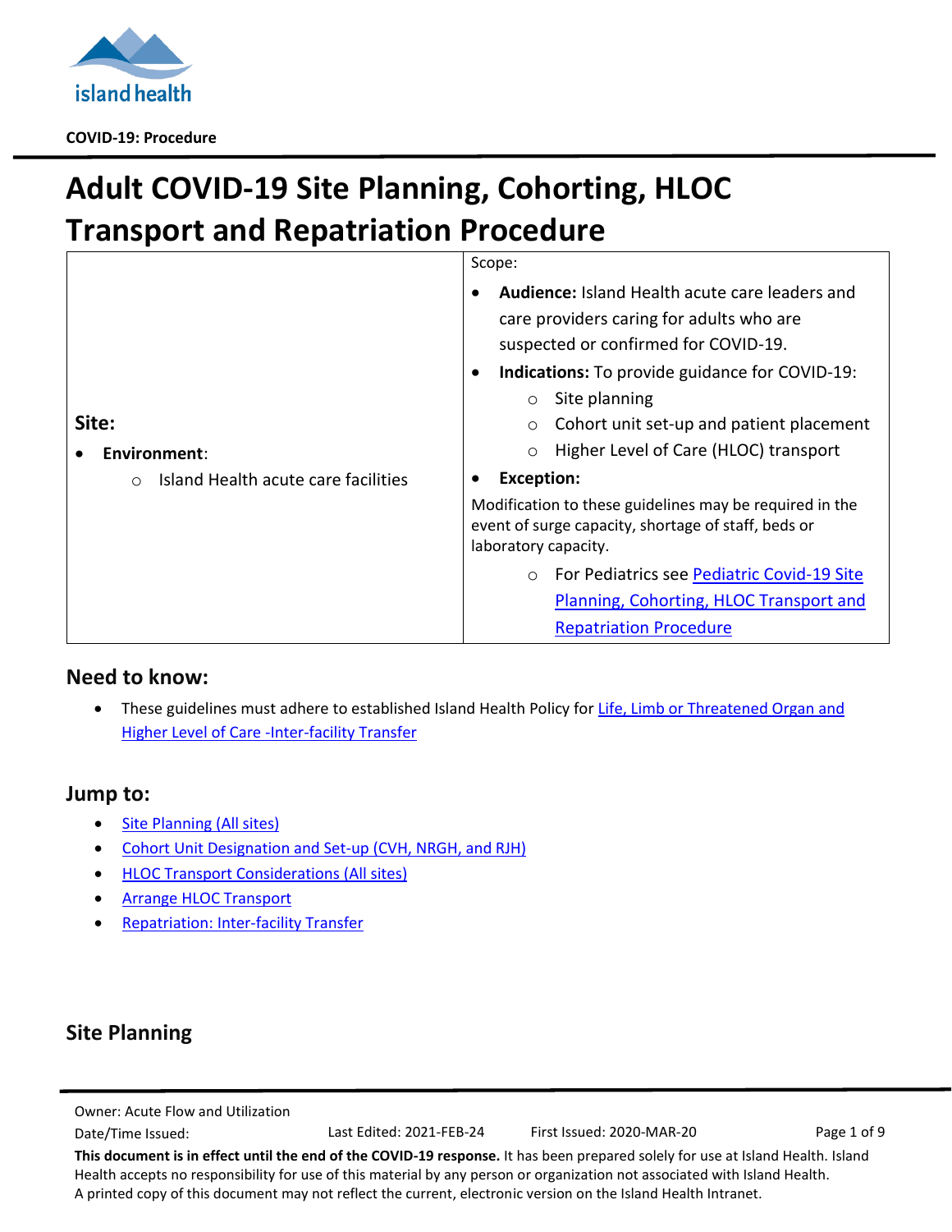COVID-19: Procedure

# Adult COVID-19 Site Planning, Cohorting, HLOC Transport and Repatriation Procedure

| Site: | Scope: |
|---|---|
| **Environment**:<br>○ Island Health acute care facilities | • **Audience:** Island Health acute care leaders and care providers caring for adults who are suspected or confirmed for COVID-19.<br>• **Indications:** To provide guidance for COVID-19:<br>○ Site planning<br>○ Cohort unit set-up and patient placement<br>○ Higher Level of Care (HLOC) transport<br>• **Exception:**<br>Modification to these guidelines may be required in the event of surge capacity, shortage of staff, beds or laboratory capacity.<br>○ For Pediatrics see Pediatric Covid-19 Site Planning, Cohorting, HLOC Transport and Repatriation Procedure |

## Need to know:

- These guidelines must adhere to established Island Health Policy for Life, Limb or Threatened Organ and Higher Level of Care -Inter-facility Transfer

## Jump to:

- Site Planning (All sites)
- Cohort Unit Designation and Set-up (CVH, NRGH, and RJH)
- HLOC Transport Considerations (All sites)
- Arrange HLOC Transport
- Repatriation: Inter-facility Transfer

## Site Planning

Owner: Acute Flow and Utilization
Date/Time Issued: Last Edited: 2021-FEB-24 First Issued: 2020-MAR-20

**This document is in effect until the end of the COVID-19 response.** It has been prepared solely for use at Island Health. Island Health accepts no responsibility for use of this material by any person or organization not associated with Island Health. A printed copy of this document may not reflect the current, electronic version on the Island Health Intranet.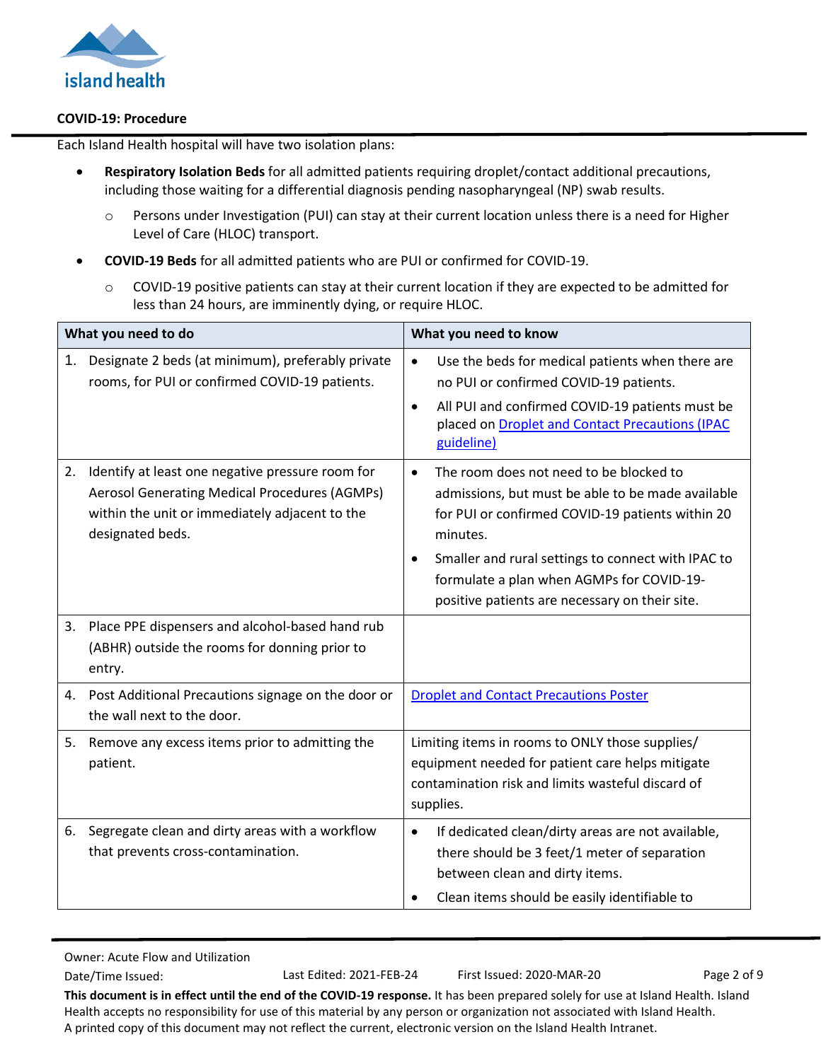**COVID-19: Procedure**

Each Island Health hospital will have two isolation plans:

- **Respiratory Isolation Beds** for all admitted patients requiring droplet/contact additional precautions, including those waiting for a differential diagnosis pending nasopharyngeal (NP) swab results.
  - Persons under Investigation (PUI) can stay at their current location unless there is a need for Higher Level of Care (HLOC) transport.
- **COVID-19 Beds** for all admitted patients who are PUI or confirmed for COVID-19.
  - COVID-19 positive patients can stay at their current location if they are expected to be admitted for less than 24 hours, are imminently dying, or require HLOC.

| What you need to do | What you need to know |
|---|---|
| 1. Designate 2 beds (at minimum), preferably private rooms, for PUI or confirmed COVID-19 patients. | • Use the beds for medical patients when there are no PUI or confirmed COVID-19 patients.<br>• All PUI and confirmed COVID-19 patients must be placed on Droplet and Contact Precautions (IPAC guideline) |
| 2. Identify at least one negative pressure room for Aerosol Generating Medical Procedures (AGMPs) within the unit or immediately adjacent to the designated beds. | • The room does not need to be blocked to admissions, but must be able to be made available for PUI or confirmed COVID-19 patients within 20 minutes.<br>• Smaller and rural settings to connect with IPAC to formulate a plan when AGMPs for COVID-19-positive patients are necessary on their site. |
| 3. Place PPE dispensers and alcohol-based hand rub (ABHR) outside the rooms for donning prior to entry. | |
| 4. Post Additional Precautions signage on the door or the wall next to the door. | Droplet and Contact Precautions Poster |
| 5. Remove any excess items prior to admitting the patient. | Limiting items in rooms to ONLY those supplies/ equipment needed for patient care helps mitigate contamination risk and limits wasteful discard of supplies. |
| 6. Segregate clean and dirty areas with a workflow that prevents cross-contamination. | • If dedicated clean/dirty areas are not available, there should be 3 feet/1 meter of separation between clean and dirty items.<br>• Clean items should be easily identifiable to |

Owner: Acute Flow and Utilization
Date/Time Issued: Last Edited: 2021-FEB-24 First Issued: 2020-MAR-20

**This document is in effect until the end of the COVID-19 response.** It has been prepared solely for use at Island Health. Island Health accepts no responsibility for use of this material by any person or organization not associated with Island Health.
A printed copy of this document may not reflect the current, electronic version on the Island Health Intranet.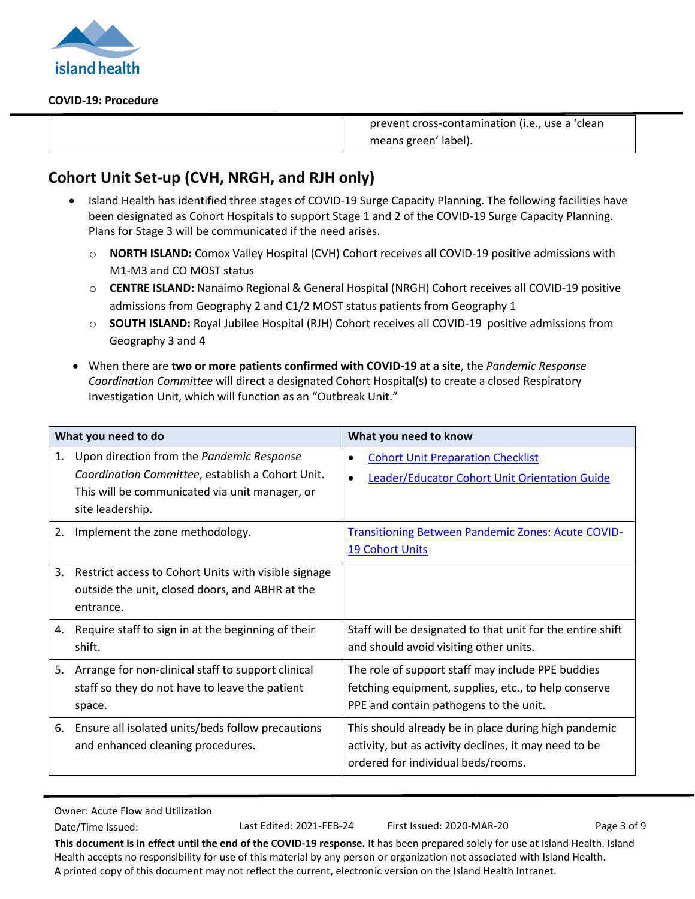| | prevent cross-contamination (i.e., use a 'clean means green' label). |
|---|---|

## Cohort Unit Set-up (CVH, NRGH, and RJH only)

- Island Health has identified three stages of COVID-19 Surge Capacity Planning. The following facilities have been designated as Cohort Hospitals to support Stage 1 and 2 of the COVID-19 Surge Capacity Planning. Plans for Stage 3 will be communicated if the need arises.
  - **NORTH ISLAND:** Comox Valley Hospital (CVH) Cohort receives all COVID-19 positive admissions with M1-M3 and CO MOST status
  - **CENTRE ISLAND:** Nanaimo Regional & General Hospital (NRGH) Cohort receives all COVID-19 positive admissions from Geography 2 and C1/2 MOST status patients from Geography 1
  - **SOUTH ISLAND:** Royal Jubilee Hospital (RJH) Cohort receives all COVID-19 positive admissions from Geography 3 and 4
- When there are **two or more patients confirmed with COVID-19 at a site**, the *Pandemic Response Coordination Committee* will direct a designated Cohort Hospital(s) to create a closed Respiratory Investigation Unit, which will function as an "Outbreak Unit."

| What you need to do | What you need to know |
|---|---|
| 1. Upon direction from the *Pandemic Response Coordination Committee*, establish a Cohort Unit. This will be communicated via unit manager, or site leadership. | • Cohort Unit Preparation Checklist<br>• Leader/Educator Cohort Unit Orientation Guide |
| 2. Implement the zone methodology. | Transitioning Between Pandemic Zones: Acute COVID-19 Cohort Units |
| 3. Restrict access to Cohort Units with visible signage outside the unit, closed doors, and ABHR at the entrance. | |
| 4. Require staff to sign in at the beginning of their shift. | Staff will be designated to that unit for the entire shift and should avoid visiting other units. |
| 5. Arrange for non-clinical staff to support clinical staff so they do not have to leave the patient space. | The role of support staff may include PPE buddies fetching equipment, supplies, etc., to help conserve PPE and contain pathogens to the unit. |
| 6. Ensure all isolated units/beds follow precautions and enhanced cleaning procedures. | This should already be in place during high pandemic activity, but as activity declines, it may need to be ordered for individual beds/rooms. |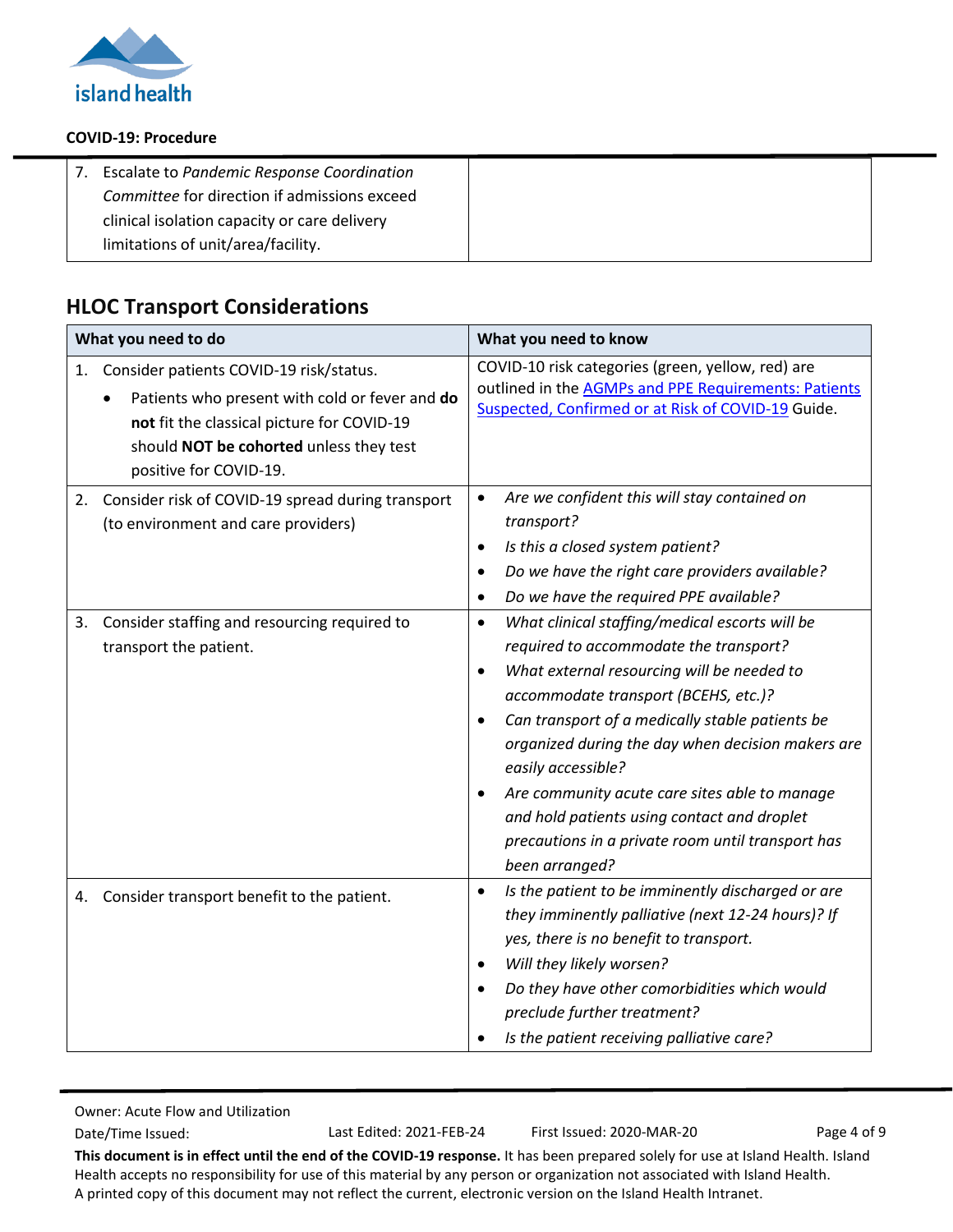| | |
|---|---|
| 7. Escalate to *Pandemic Response Coordination Committee* for direction if admissions exceed clinical isolation capacity or care delivery limitations of unit/area/facility. | |

## HLOC Transport Considerations

| What you need to do | What you need to know |
|---|---|
| 1. Consider patients COVID-19 risk/status.<br>• Patients who present with cold or fever and **do not** fit the classical picture for COVID-19 should **NOT be cohorted** unless they test positive for COVID-19. | COVID-10 risk categories (green, yellow, red) are outlined in the [AGMPs and PPE Requirements: Patients Suspected, Confirmed or at Risk of COVID-19]() Guide. |
| 2. Consider risk of COVID-19 spread during transport (to environment and care providers) | • *Are we confident this will stay contained on transport?*<br>• *Is this a closed system patient?*<br>• *Do we have the right care providers available?*<br>• *Do we have the required PPE available?* |
| 3. Consider staffing and resourcing required to transport the patient. | • *What clinical staffing/medical escorts will be required to accommodate the transport?*<br>• *What external resourcing will be needed to accommodate transport (BCEHS, etc.)?*<br>• *Can transport of a medically stable patients be organized during the day when decision makers are easily accessible?*<br>• *Are community acute care sites able to manage and hold patients using contact and droplet precautions in a private room until transport has been arranged?* |
| 4. Consider transport benefit to the patient. | • *Is the patient to be imminently discharged or are they imminently palliative (next 12-24 hours)? If yes, there is no benefit to transport.*<br>• *Will they likely worsen?*<br>• *Do they have other comorbidities which would preclude further treatment?*<br>• *Is the patient receiving palliative care?* |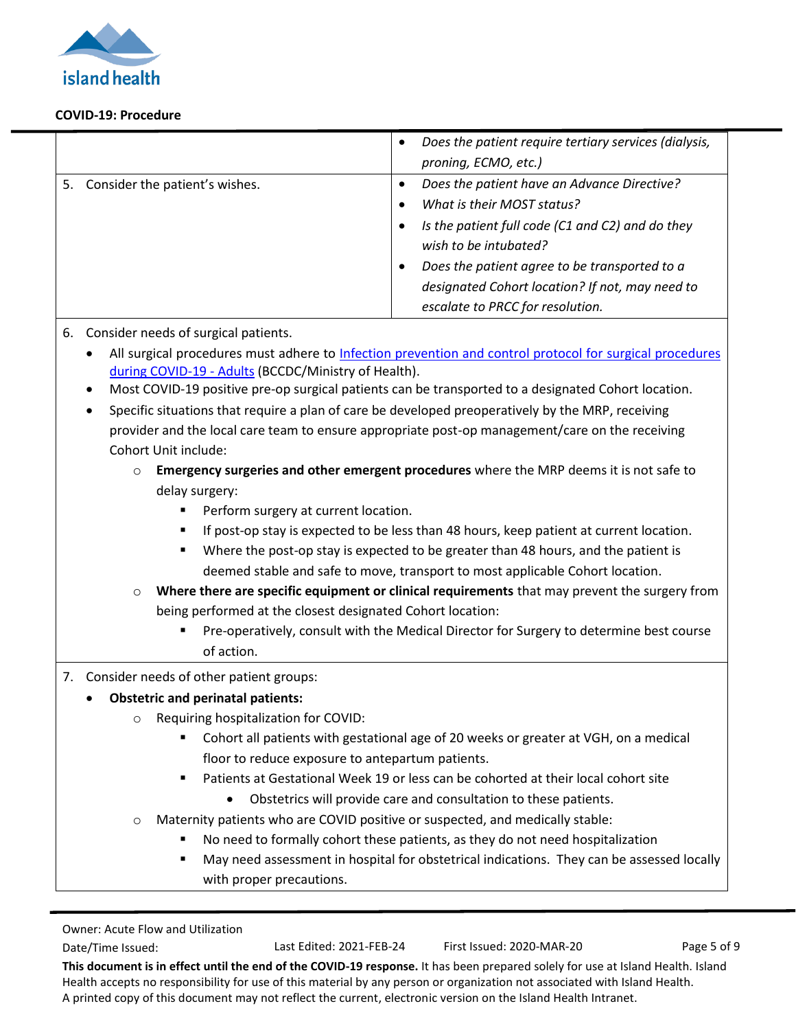| | |
|---|---|
| | • *Does the patient require tertiary services (dialysis, proning, ECMO, etc.)* |
| 5. Consider the patient's wishes. | • *Does the patient have an Advance Directive?*<br>• *What is their MOST status?*<br>• *Is the patient full code (C1 and C2) and do they wish to be intubated?*<br>• *Does the patient agree to be transported to a designated Cohort location? If not, may need to escalate to PRCC for resolution.* |

6. Consider needs of surgical patients.
   - All surgical procedures must adhere to [Infection prevention and control protocol for surgical procedures during COVID-19 - Adults]() (BCCDC/Ministry of Health).
   - Most COVID-19 positive pre-op surgical patients can be transported to a designated Cohort location.
   - Specific situations that require a plan of care be developed preoperatively by the MRP, receiving provider and the local care team to ensure appropriate post-op management/care on the receiving Cohort Unit include:
     - **Emergency surgeries and other emergent procedures** where the MRP deems it is not safe to delay surgery:
       - Perform surgery at current location.
       - If post-op stay is expected to be less than 48 hours, keep patient at current location.
       - Where the post-op stay is expected to be greater than 48 hours, and the patient is deemed stable and safe to move, transport to most applicable Cohort location.
     - **Where there are specific equipment or clinical requirements** that may prevent the surgery from being performed at the closest designated Cohort location:
       - Pre-operatively, consult with the Medical Director for Surgery to determine best course of action.

7. Consider needs of other patient groups:
   - **Obstetric and perinatal patients:**
     - Requiring hospitalization for COVID:
       - Cohort all patients with gestational age of 20 weeks or greater at VGH, on a medical floor to reduce exposure to antepartum patients.
       - Patients at Gestational Week 19 or less can be cohorted at their local cohort site
         - Obstetrics will provide care and consultation to these patients.
     - Maternity patients who are COVID positive or suspected, and medically stable:
       - No need to formally cohort these patients, as they do not need hospitalization
       - May need assessment in hospital for obstetrical indications. They can be assessed locally with proper precautions.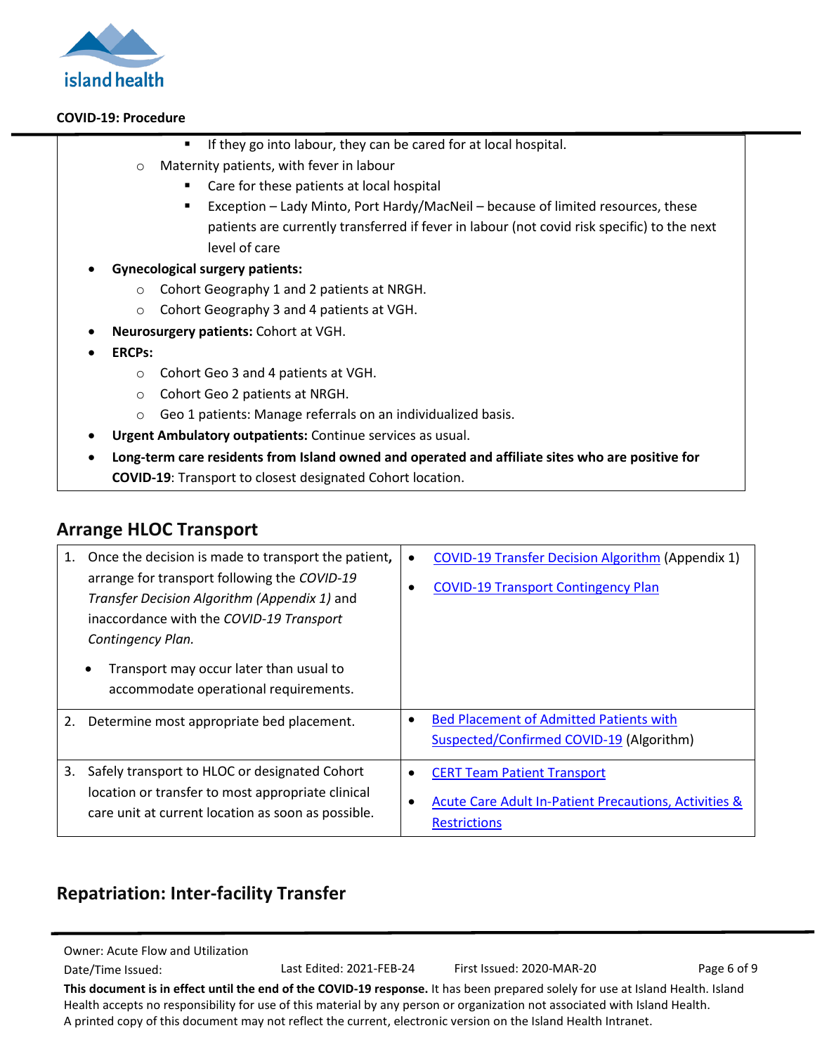- If they go into labour, they can be cared for at local hospital.
    - Maternity patients, with fever in labour
        - Care for these patients at local hospital
        - Exception – Lady Minto, Port Hardy/MacNeil – because of limited resources, these patients are currently transferred if fever in labour (not covid risk specific) to the next level of care
- **Gynecological surgery patients:**
    - Cohort Geography 1 and 2 patients at NRGH.
    - Cohort Geography 3 and 4 patients at VGH.
- **Neurosurgery patients:** Cohort at VGH.
- **ERCPs:**
    - Cohort Geo 3 and 4 patients at VGH.
    - Cohort Geo 2 patients at NRGH.
    - Geo 1 patients: Manage referrals on an individualized basis.
- **Urgent Ambulatory outpatients:** Continue services as usual.
- **Long-term care residents from Island owned and operated and affiliate sites who are positive for COVID-19**: Transport to closest designated Cohort location.

## Arrange HLOC Transport

| | |
|---|---|
| 1. Once the decision is made to transport the patient**,** arrange for transport following the *COVID-19 Transfer Decision Algorithm (Appendix 1)* and inaccordance with the *COVID-19 Transport Contingency Plan.*<br>• Transport may occur later than usual to accommodate operational requirements. | • COVID-19 Transfer Decision Algorithm (Appendix 1)<br>• COVID-19 Transport Contingency Plan |
| 2. Determine most appropriate bed placement. | • Bed Placement of Admitted Patients with Suspected/Confirmed COVID-19 (Algorithm) |
| 3. Safely transport to HLOC or designated Cohort location or transfer to most appropriate clinical care unit at current location as soon as possible. | • CERT Team Patient Transport<br>• Acute Care Adult In-Patient Precautions, Activities & Restrictions |

## Repatriation: Inter-facility Transfer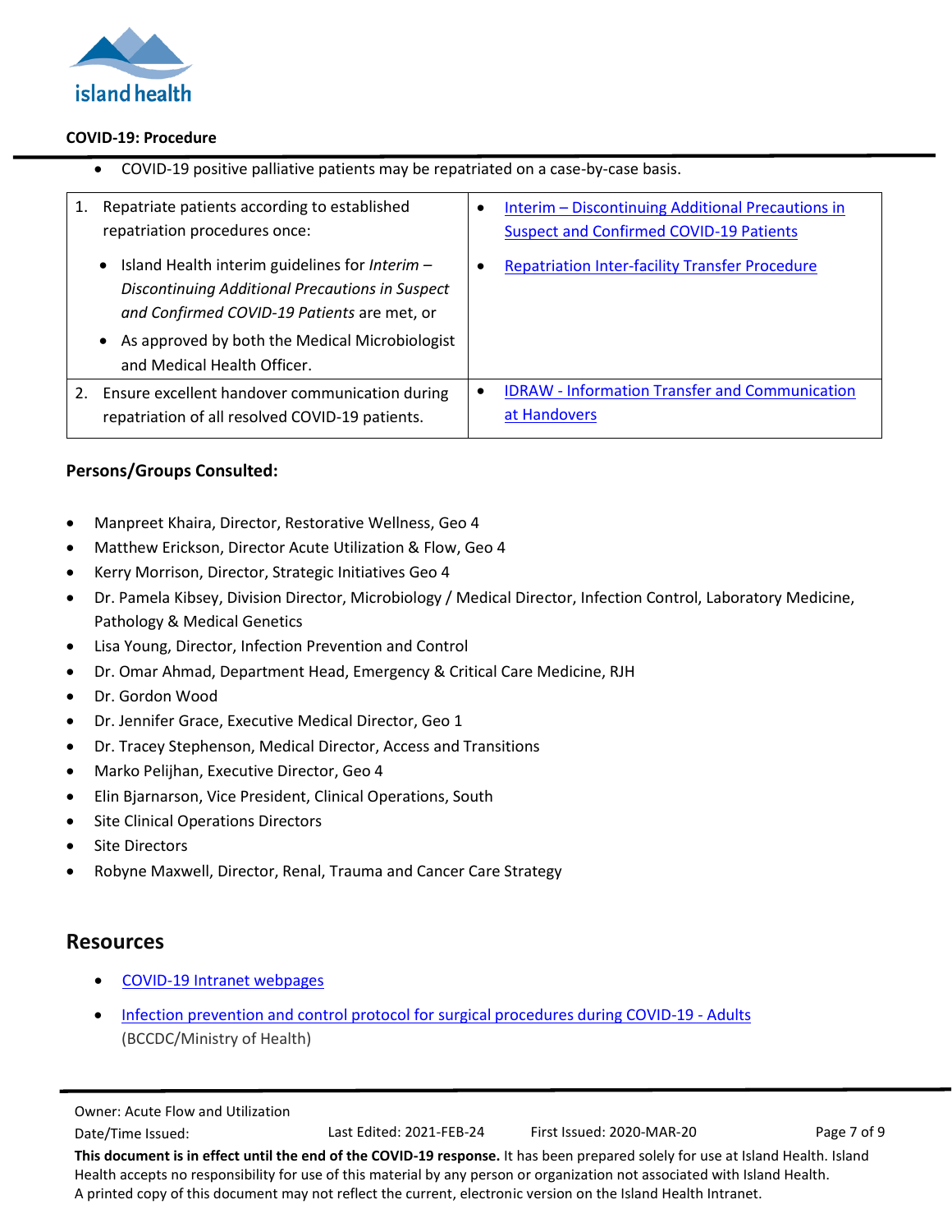- COVID-19 positive palliative patients may be repatriated on a case-by-case basis.

| | |
|---|---|
| 1. Repatriate patients according to established repatriation procedures once:<br>• Island Health interim guidelines for *Interim – Discontinuing Additional Precautions in Suspect and Confirmed COVID-19 Patients* are met, or<br>• As approved by both the Medical Microbiologist and Medical Health Officer. | • Interim – Discontinuing Additional Precautions in Suspect and Confirmed COVID-19 Patients<br>• Repatriation Inter-facility Transfer Procedure |
| 2. Ensure excellent handover communication during repatriation of all resolved COVID-19 patients. | • IDRAW - Information Transfer and Communication at Handovers |

**Persons/Groups Consulted:**

- Manpreet Khaira, Director, Restorative Wellness, Geo 4
- Matthew Erickson, Director Acute Utilization & Flow, Geo 4
- Kerry Morrison, Director, Strategic Initiatives Geo 4
- Dr. Pamela Kibsey, Division Director, Microbiology / Medical Director, Infection Control, Laboratory Medicine, Pathology & Medical Genetics
- Lisa Young, Director, Infection Prevention and Control
- Dr. Omar Ahmad, Department Head, Emergency & Critical Care Medicine, RJH
- Dr. Gordon Wood
- Dr. Jennifer Grace, Executive Medical Director, Geo 1
- Dr. Tracey Stephenson, Medical Director, Access and Transitions
- Marko Pelijhan, Executive Director, Geo 4
- Elin Bjarnarson, Vice President, Clinical Operations, South
- Site Clinical Operations Directors
- Site Directors
- Robyne Maxwell, Director, Renal, Trauma and Cancer Care Strategy

## Resources

- COVID-19 Intranet webpages
- Infection prevention and control protocol for surgical procedures during COVID-19 - Adults (BCCDC/Ministry of Health)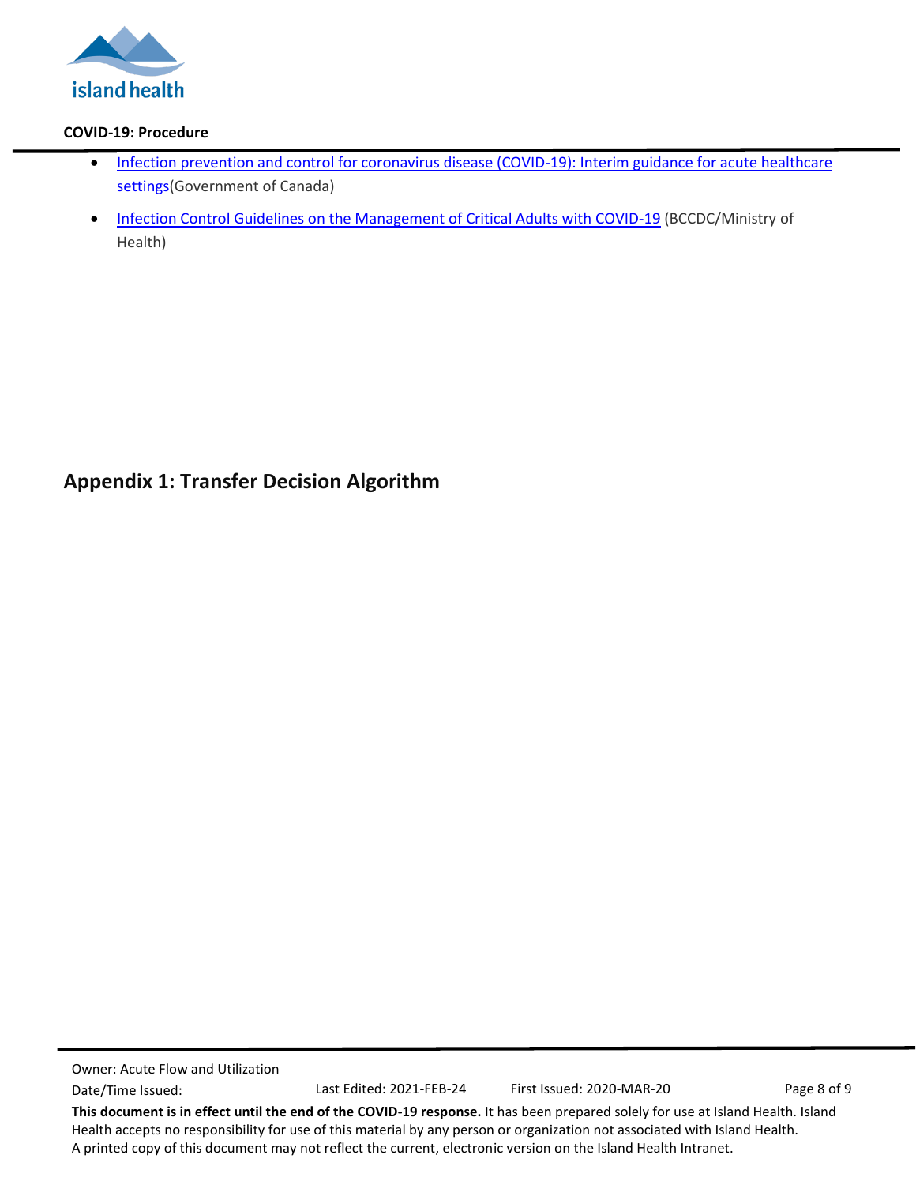- [Infection prevention and control for coronavirus disease (COVID-19): Interim guidance for acute healthcare settings](#)(Government of Canada)
- [Infection Control Guidelines on the Management of Critical Adults with COVID-19](#) (BCCDC/Ministry of Health)

## Appendix 1: Transfer Decision Algorithm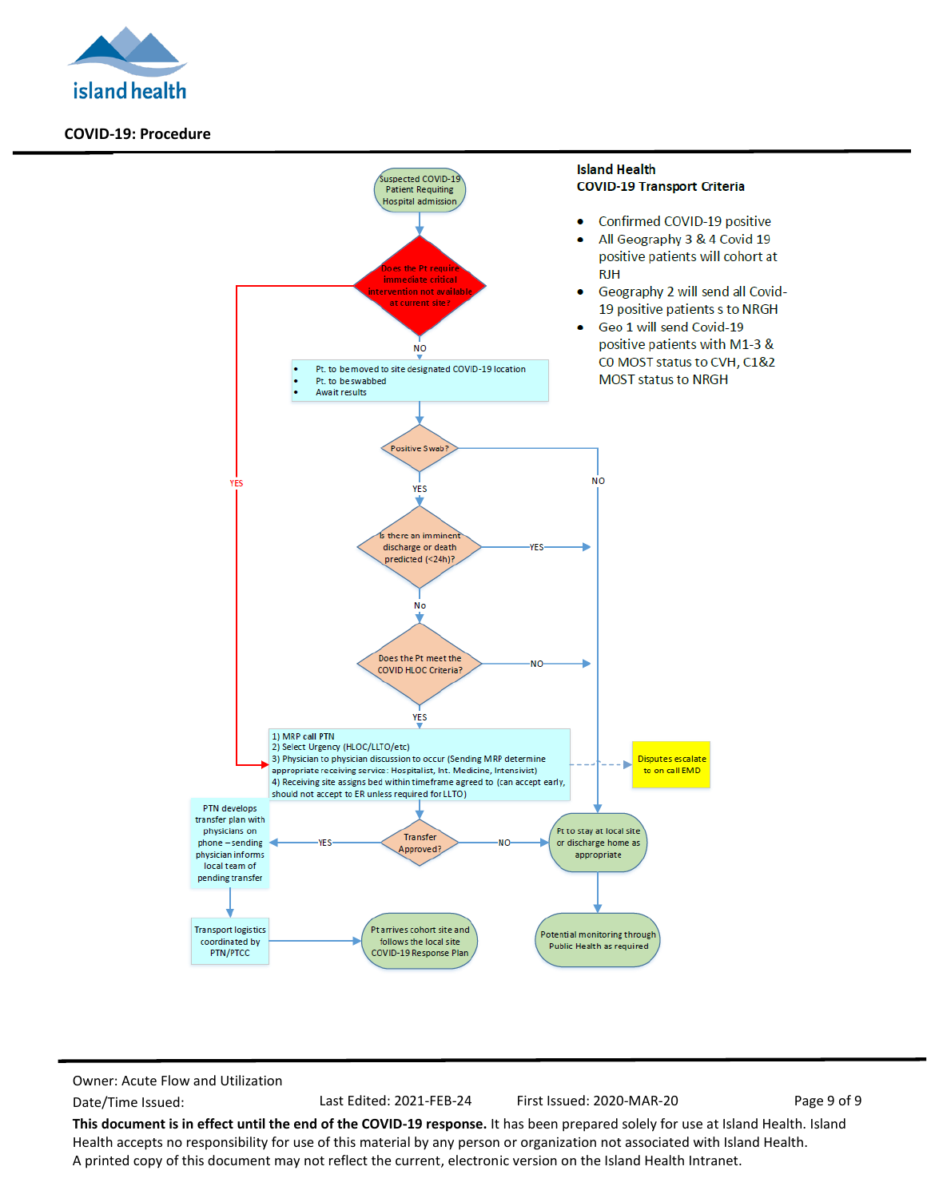COVID-19: Procedure

Suspected COVID-19 Patient Requiring Hospital admission

Does the Pt require immediate critical intervention not available at current site?

YES

NO

- Pt. to be moved to site designated COVID-19 location
- Pt. to be swabbed
- Await results

Positive Swab?

YES

NO

Is there an imminent discharge or death predicted (<24h)?

YES

No

Does the Pt meet the COVID HLOC Criteria?

NO

YES

1) MRP call PTN
2) Select Urgency (HLOC/LLTO/etc)
3) Physician to physician discussion to occur (Sending MRP determine appropriate receiving service: Hospitalist, Int. Medicine, Intensivist)
4) Receiving site assigns bed within timeframe agreed to (can accept early, should not accept to ER unless required for LLTO)

Disputes escalate to on call EMD

Transfer Approved?

YES

NO

PTN develops transfer plan with physicians on phone – sending physician informs local team of pending transfer

Pt to stay at local site or discharge home as appropriate

Transport logistics coordinated by PTN/PTCC

Pt arrives cohort site and follows the local site COVID-19 Response Plan

Potential monitoring through Public Health as required

**Island Health**
**COVID-19 Transport Criteria**

- Confirmed COVID-19 positive
- All Geography 3 & 4 Covid 19 positive patients will cohort at RJH
- Geography 2 will send all Covid-19 positive patients s to NRGH
- Geo 1 will send Covid-19 positive patients with M1-3 & C0 MOST status to CVH, C1&2 MOST status to NRGH

Owner: Acute Flow and Utilization

Date/Time Issued: Last Edited: 2021-FEB-24 First Issued: 2020-MAR-20

**This document is in effect until the end of the COVID-19 response.** It has been prepared solely for use at Island Health. Island Health accepts no responsibility for use of this material by any person or organization not associated with Island Health. A printed copy of this document may not reflect the current, electronic version on the Island Health Intranet.